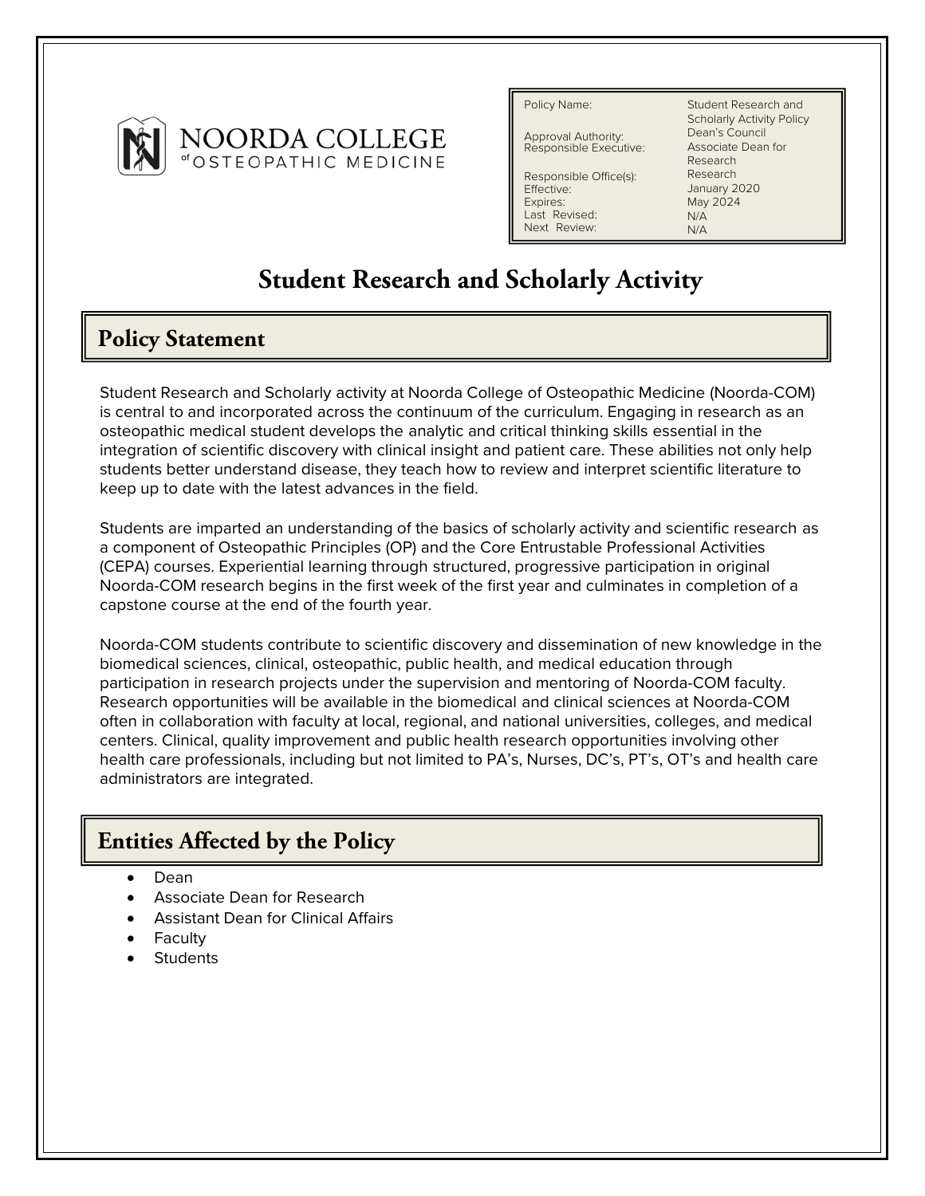NOORDA COLLEGE of OSTEOPATHIC MEDICINE

| Policy Name: | Student Research and Scholarly Activity Policy |
| --- | --- |
| Approval Authority: | Dean's Council |
| Responsible Executive: | Associate Dean for Research |
| Responsible Office(s): | Research |
| Effective: | January 2020 |
| Expires: | May 2024 |
| Last Revised: | N/A |
| Next Review: | N/A |

# Student Research and Scholarly Activity

## Policy Statement

Student Research and Scholarly activity at Noorda College of Osteopathic Medicine (Noorda-COM) is central to and incorporated across the continuum of the curriculum. Engaging in research as an osteopathic medical student develops the analytic and critical thinking skills essential in the integration of scientific discovery with clinical insight and patient care. These abilities not only help students better understand disease, they teach how to review and interpret scientific literature to keep up to date with the latest advances in the field.

Students are imparted an understanding of the basics of scholarly activity and scientific research as a component of Osteopathic Principles (OP) and the Core Entrustable Professional Activities (CEPA) courses. Experiential learning through structured, progressive participation in original Noorda-COM research begins in the first week of the first year and culminates in completion of a capstone course at the end of the fourth year.

Noorda-COM students contribute to scientific discovery and dissemination of new knowledge in the biomedical sciences, clinical, osteopathic, public health, and medical education through participation in research projects under the supervision and mentoring of Noorda-COM faculty. Research opportunities will be available in the biomedical and clinical sciences at Noorda-COM often in collaboration with faculty at local, regional, and national universities, colleges, and medical centers. Clinical, quality improvement and public health research opportunities involving other health care professionals, including but not limited to PA's, Nurses, DC's, PT's, OT's and health care administrators are integrated.

## Entities Affected by the Policy

- Dean
- Associate Dean for Research
- Assistant Dean for Clinical Affairs
- Faculty
- Students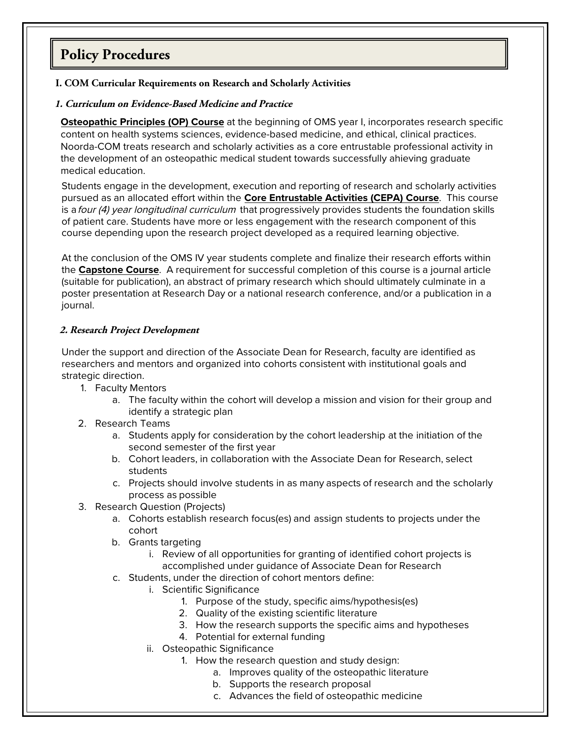# Policy Procedures

## I. COM Curricular Requirements on Research and Scholarly Activities

### *1. Curriculum on Evidence-Based Medicine and Practice*

**Osteopathic Principles (OP) Course** at the beginning of OMS year I, incorporates research specific content on health systems sciences, evidence-based medicine, and ethical, clinical practices. Noorda-COM treats research and scholarly activities as a core entrustable professional activity in the development of an osteopathic medical student towards successfully ahieving graduate medical education.

Students engage in the development, execution and reporting of research and scholarly activities pursued as an allocated effort within the **Core Entrustable Activities (CEPA) Course**. This course is a *four (4) year longitudinal curriculum* that progressively provides students the foundation skills of patient care. Students have more or less engagement with the research component of this course depending upon the research project developed as a required learning objective.

At the conclusion of the OMS IV year students complete and finalize their research efforts within the **Capstone Course**. A requirement for successful completion of this course is a journal article (suitable for publication), an abstract of primary research which should ultimately culminate in a poster presentation at Research Day or a national research conference, and/or a publication in a journal.

### *2. Research Project Development*

Under the support and direction of the Associate Dean for Research, faculty are identified as researchers and mentors and organized into cohorts consistent with institutional goals and strategic direction.

1. Faculty Mentors
    a. The faculty within the cohort will develop a mission and vision for their group and identify a strategic plan
2. Research Teams
    a. Students apply for consideration by the cohort leadership at the initiation of the second semester of the first year
    b. Cohort leaders, in collaboration with the Associate Dean for Research, select students
    c. Projects should involve students in as many aspects of research and the scholarly process as possible
3. Research Question (Projects)
    a. Cohorts establish research focus(es) and assign students to projects under the cohort
    b. Grants targeting
        i. Review of all opportunities for granting of identified cohort projects is accomplished under guidance of Associate Dean for Research
    c. Students, under the direction of cohort mentors define:
        i. Scientific Significance
            1. Purpose of the study, specific aims/hypothesis(es)
            2. Quality of the existing scientific literature
            3. How the research supports the specific aims and hypotheses
            4. Potential for external funding
        ii. Osteopathic Significance
            1. How the research question and study design:
                a. Improves quality of the osteopathic literature
                b. Supports the research proposal
                c. Advances the field of osteopathic medicine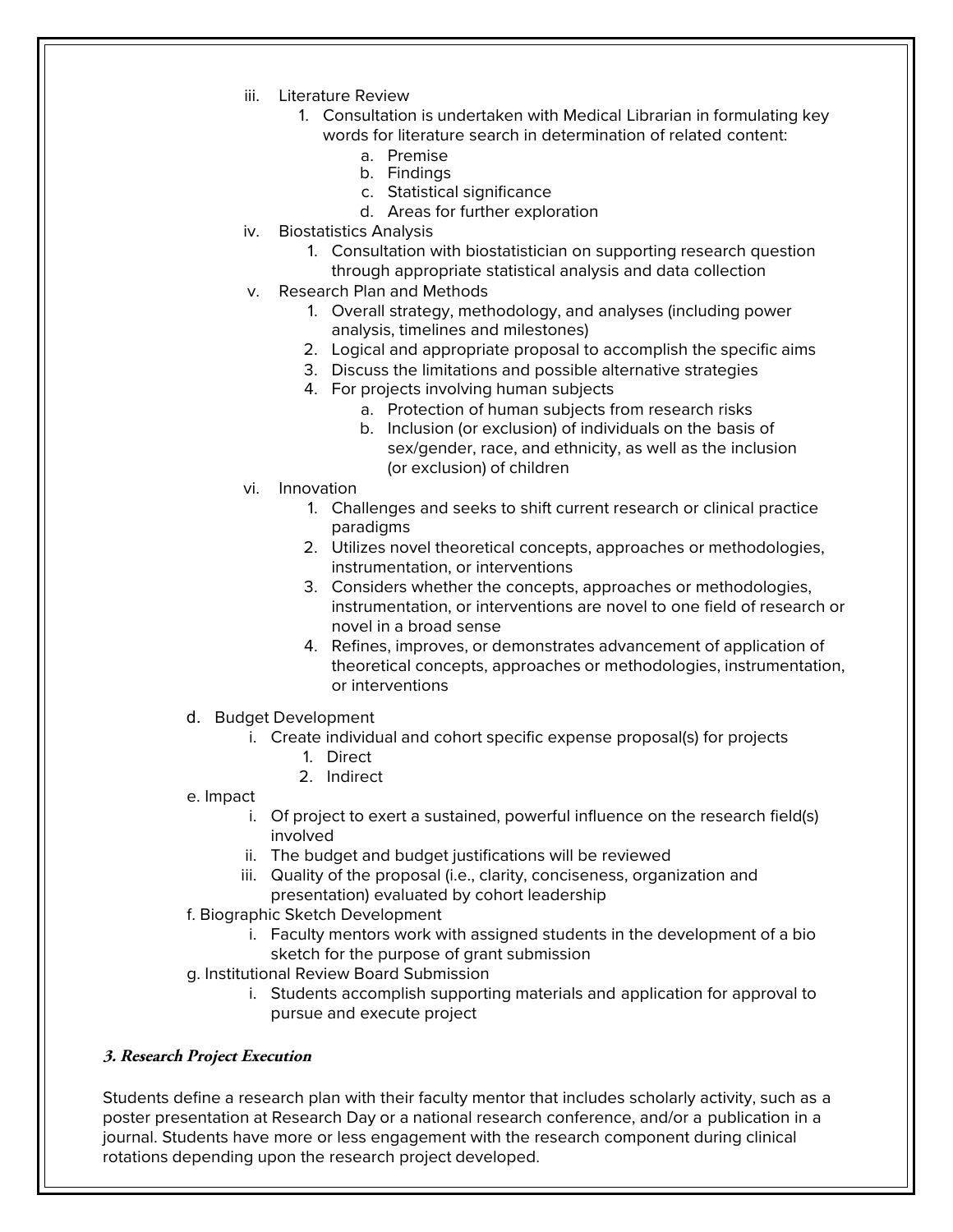- iii. Literature Review
  1. Consultation is undertaken with Medical Librarian in formulating key words for literature search in determination of related content:
     - a. Premise
     - b. Findings
     - c. Statistical significance
     - d. Areas for further exploration
- iv. Biostatistics Analysis
  1. Consultation with biostatistician on supporting research question through appropriate statistical analysis and data collection
- v. Research Plan and Methods
  1. Overall strategy, methodology, and analyses (including power analysis, timelines and milestones)
  2. Logical and appropriate proposal to accomplish the specific aims
  3. Discuss the limitations and possible alternative strategies
  4. For projects involving human subjects
     - a. Protection of human subjects from research risks
     - b. Inclusion (or exclusion) of individuals on the basis of sex/gender, race, and ethnicity, as well as the inclusion (or exclusion) of children
- vi. Innovation
  1. Challenges and seeks to shift current research or clinical practice paradigms
  2. Utilizes novel theoretical concepts, approaches or methodologies, instrumentation, or interventions
  3. Considers whether the concepts, approaches or methodologies, instrumentation, or interventions are novel to one field of research or novel in a broad sense
  4. Refines, improves, or demonstrates advancement of application of theoretical concepts, approaches or methodologies, instrumentation, or interventions

d. Budget Development
- i. Create individual and cohort specific expense proposal(s) for projects
  1. Direct
  2. Indirect

e. Impact
- i. Of project to exert a sustained, powerful influence on the research field(s) involved
- ii. The budget and budget justifications will be reviewed
- iii. Quality of the proposal (i.e., clarity, conciseness, organization and presentation) evaluated by cohort leadership

f. Biographic Sketch Development
- i. Faculty mentors work with assigned students in the development of a bio sketch for the purpose of grant submission

g. Institutional Review Board Submission
- i. Students accomplish supporting materials and application for approval to pursue and execute project

### *3. Research Project Execution*

Students define a research plan with their faculty mentor that includes scholarly activity, such as a poster presentation at Research Day or a national research conference, and/or a publication in a journal. Students have more or less engagement with the research component during clinical rotations depending upon the research project developed.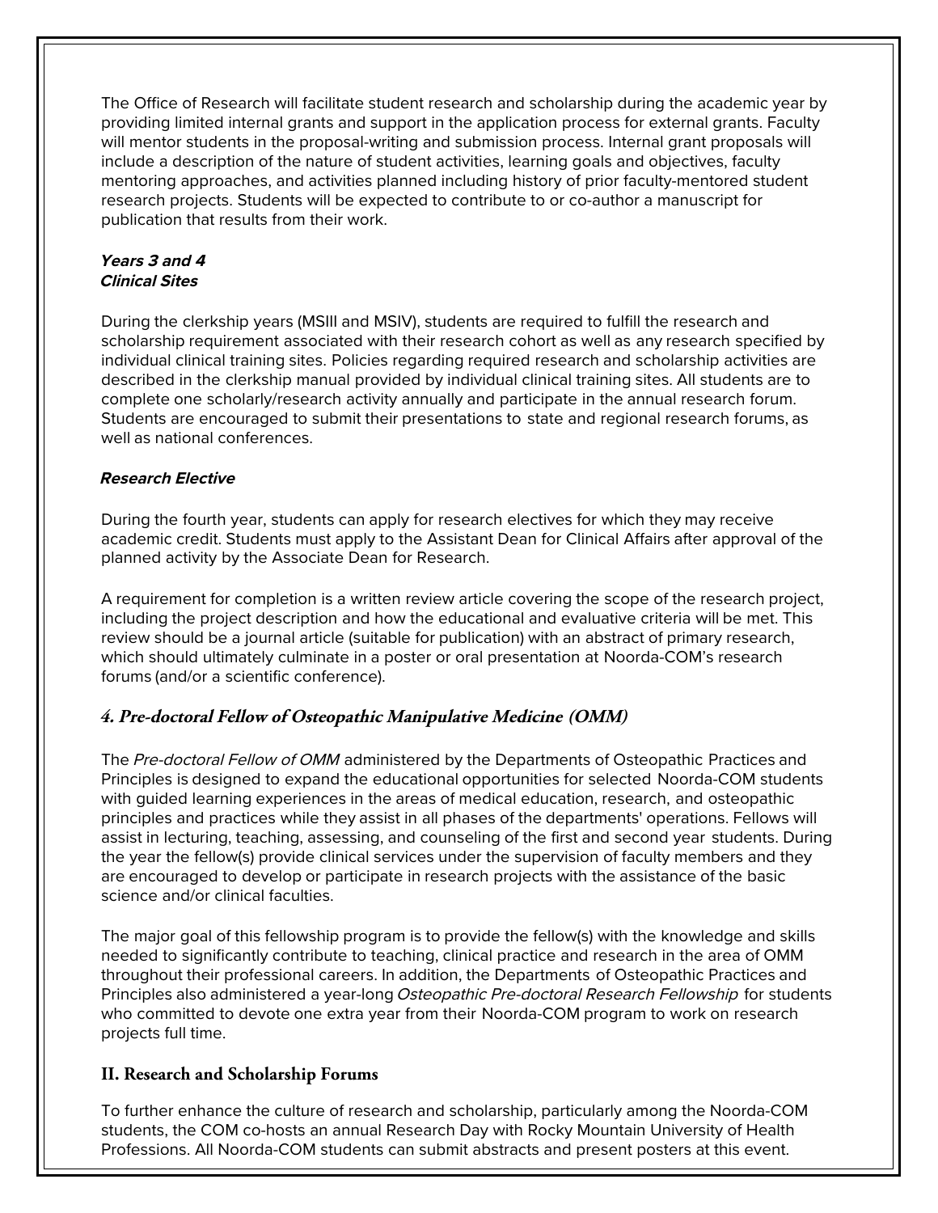The Office of Research will facilitate student research and scholarship during the academic year by providing limited internal grants and support in the application process for external grants. Faculty will mentor students in the proposal-writing and submission process. Internal grant proposals will include a description of the nature of student activities, learning goals and objectives, faculty mentoring approaches, and activities planned including history of prior faculty-mentored student research projects. Students will be expected to contribute to or co-author a manuscript for publication that results from their work.

***Years 3 and 4***
***Clinical Sites***

During the clerkship years (MSIII and MSIV), students are required to fulfill the research and scholarship requirement associated with their research cohort as well as any research specified by individual clinical training sites. Policies regarding required research and scholarship activities are described in the clerkship manual provided by individual clinical training sites. All students are to complete one scholarly/research activity annually and participate in the annual research forum. Students are encouraged to submit their presentations to state and regional research forums, as well as national conferences.

***Research Elective***

During the fourth year, students can apply for research electives for which they may receive academic credit. Students must apply to the Assistant Dean for Clinical Affairs after approval of the planned activity by the Associate Dean for Research.

A requirement for completion is a written review article covering the scope of the research project, including the project description and how the educational and evaluative criteria will be met. This review should be a journal article (suitable for publication) with an abstract of primary research, which should ultimately culminate in a poster or oral presentation at Noorda-COM's research forums (and/or a scientific conference).

### *4. Pre-doctoral Fellow of Osteopathic Manipulative Medicine (OMM)*

The *Pre-doctoral Fellow of OMM* administered by the Departments of Osteopathic Practices and Principles is designed to expand the educational opportunities for selected Noorda-COM students with guided learning experiences in the areas of medical education, research, and osteopathic principles and practices while they assist in all phases of the departments' operations. Fellows will assist in lecturing, teaching, assessing, and counseling of the first and second year students. During the year the fellow(s) provide clinical services under the supervision of faculty members and they are encouraged to develop or participate in research projects with the assistance of the basic science and/or clinical faculties.

The major goal of this fellowship program is to provide the fellow(s) with the knowledge and skills needed to significantly contribute to teaching, clinical practice and research in the area of OMM throughout their professional careers. In addition, the Departments of Osteopathic Practices and Principles also administered a year-long *Osteopathic Pre-doctoral Research Fellowship* for students who committed to devote one extra year from their Noorda-COM program to work on research projects full time.

## II. Research and Scholarship Forums

To further enhance the culture of research and scholarship, particularly among the Noorda-COM students, the COM co-hosts an annual Research Day with Rocky Mountain University of Health Professions. All Noorda-COM students can submit abstracts and present posters at this event.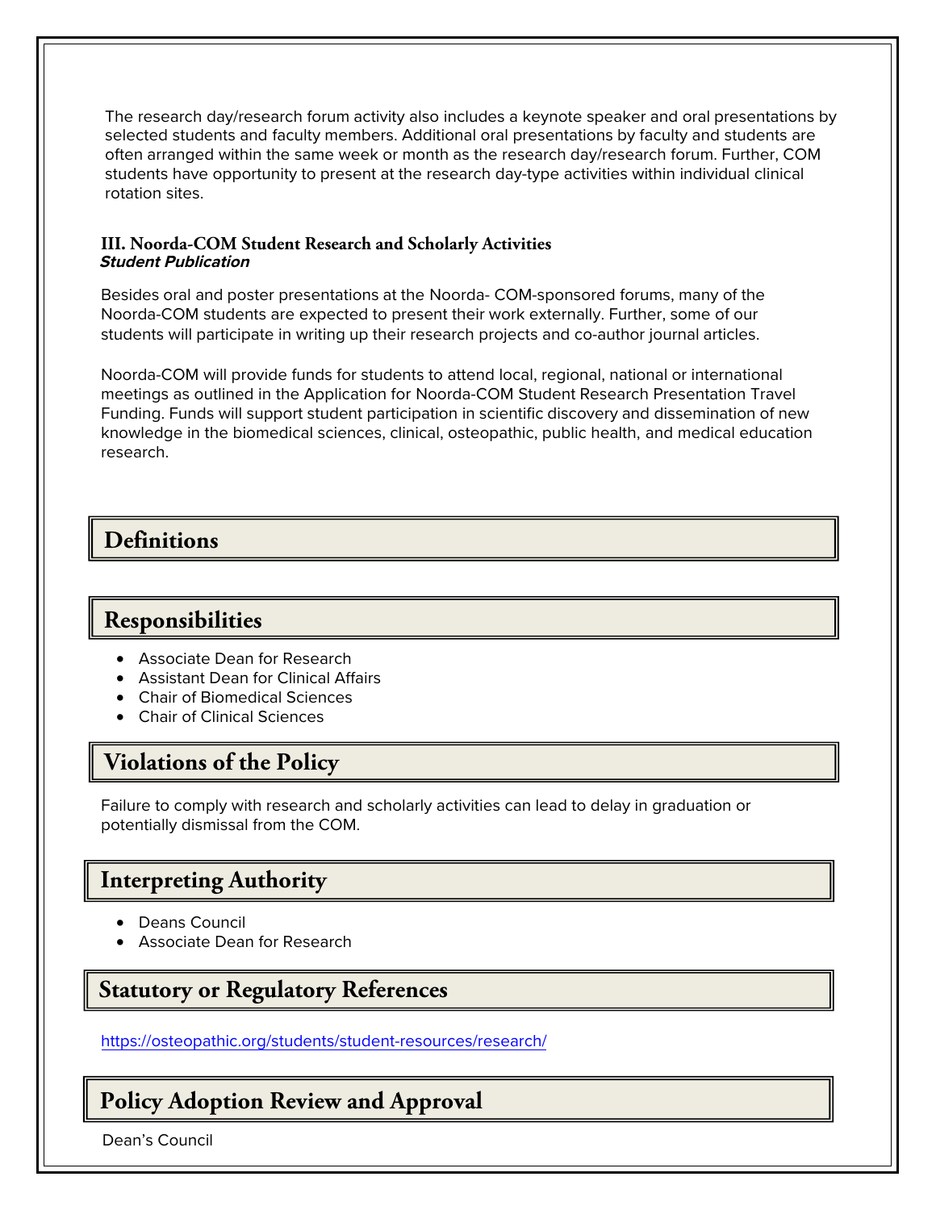The research day/research forum activity also includes a keynote speaker and oral presentations by selected students and faculty members. Additional oral presentations by faculty and students are often arranged within the same week or month as the research day/research forum. Further, COM students have opportunity to present at the research day-type activities within individual clinical rotation sites.

### III. Noorda-COM Student Research and Scholarly Activities

***Student Publication***

Besides oral and poster presentations at the Noorda- COM-sponsored forums, many of the Noorda-COM students are expected to present their work externally. Further, some of our students will participate in writing up their research projects and co-author journal articles.

Noorda-COM will provide funds for students to attend local, regional, national or international meetings as outlined in the Application for Noorda-COM Student Research Presentation Travel Funding. Funds will support student participation in scientific discovery and dissemination of new knowledge in the biomedical sciences, clinical, osteopathic, public health, and medical education research.

## Definitions

## Responsibilities

- Associate Dean for Research
- Assistant Dean for Clinical Affairs
- Chair of Biomedical Sciences
- Chair of Clinical Sciences

## Violations of the Policy

Failure to comply with research and scholarly activities can lead to delay in graduation or potentially dismissal from the COM.

## Interpreting Authority

- Deans Council
- Associate Dean for Research

## Statutory or Regulatory References

https://osteopathic.org/students/student-resources/research/

## Policy Adoption Review and Approval

Dean's Council